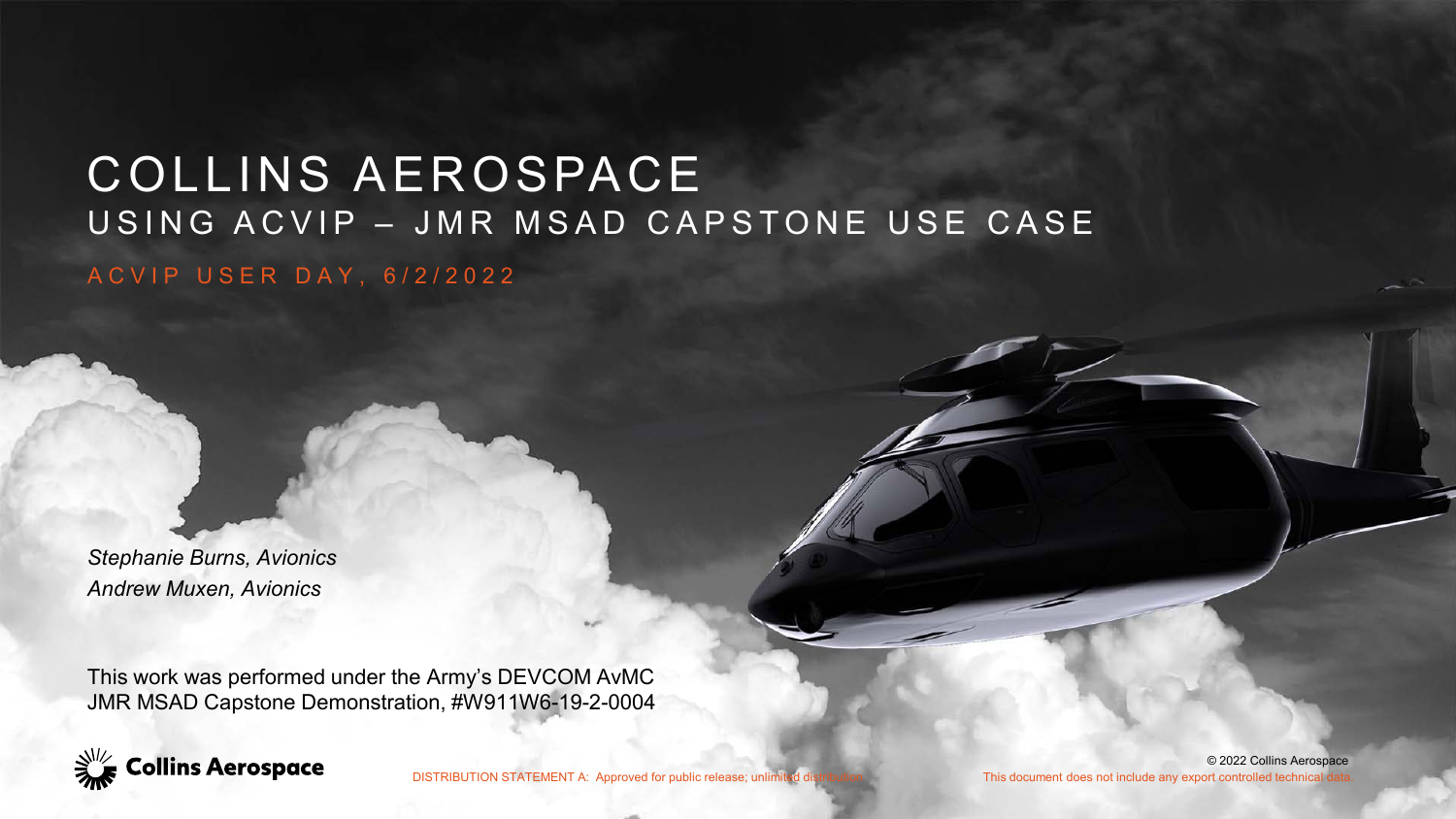# COLLINS AEROSPACE

## USING ACVIP – JMR MSAD CAPSTONE USE CASE

ACVIP USER DAY, 6/2/2022

*Stephanie Burns, Avionics*
*Andrew Muxen, Avionics*

This work was performed under the Army's DEVCOM AvMC JMR MSAD Capstone Demonstration, #W911W6-19-2-0004

Collins Aerospace

DISTRIBUTION STATEMENT A: Approved for public release; unlimited distribution.

© 2022 Collins Aerospace
This document does not include any export controlled technical data.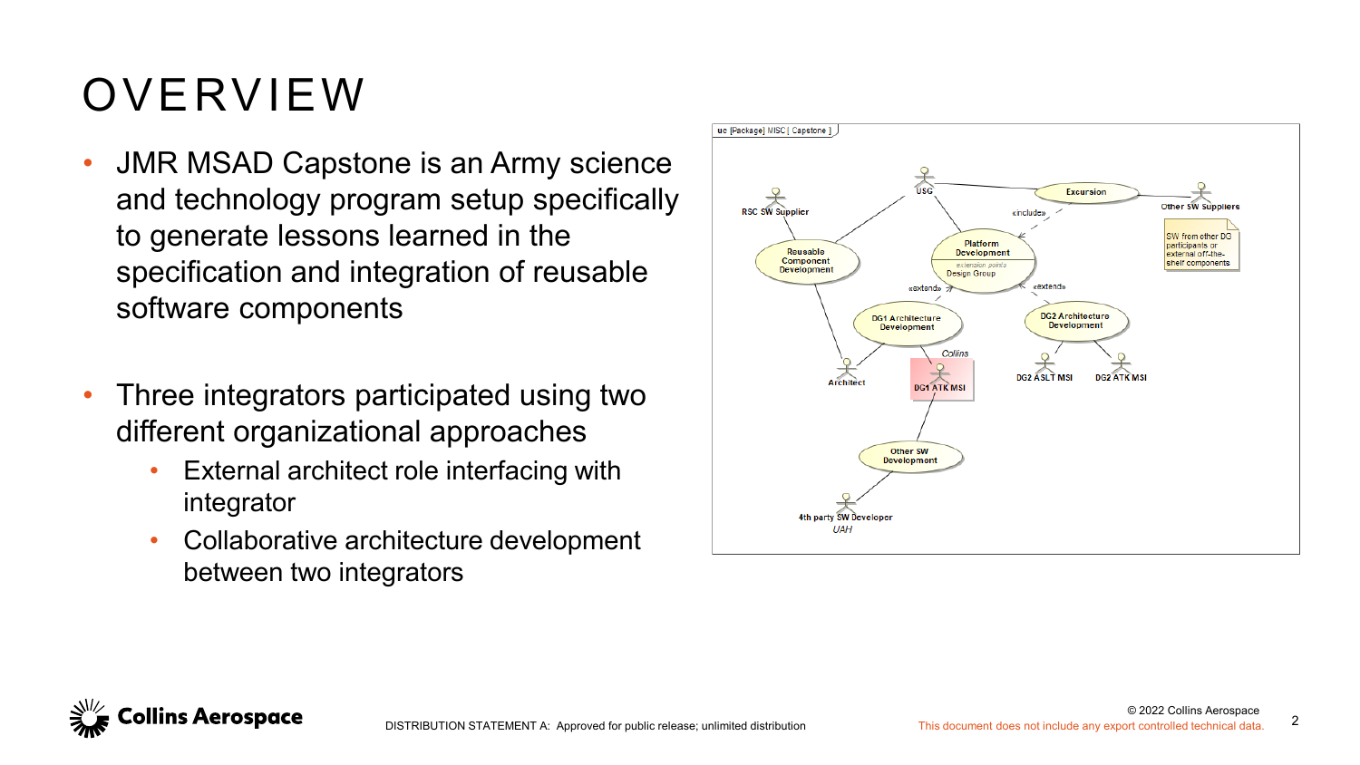# OVERVIEW

- JMR MSAD Capstone is an Army science and technology program setup specifically to generate lessons learned in the specification and integration of reusable software components

- Three integrators participated using two different organizational approaches
  - External architect role interfacing with integrator
  - Collaborative architecture development between two integrators

DISTRIBUTION STATEMENT A: Approved for public release; unlimited distribution

© 2022 Collins Aerospace

This document does not include any export controlled technical data.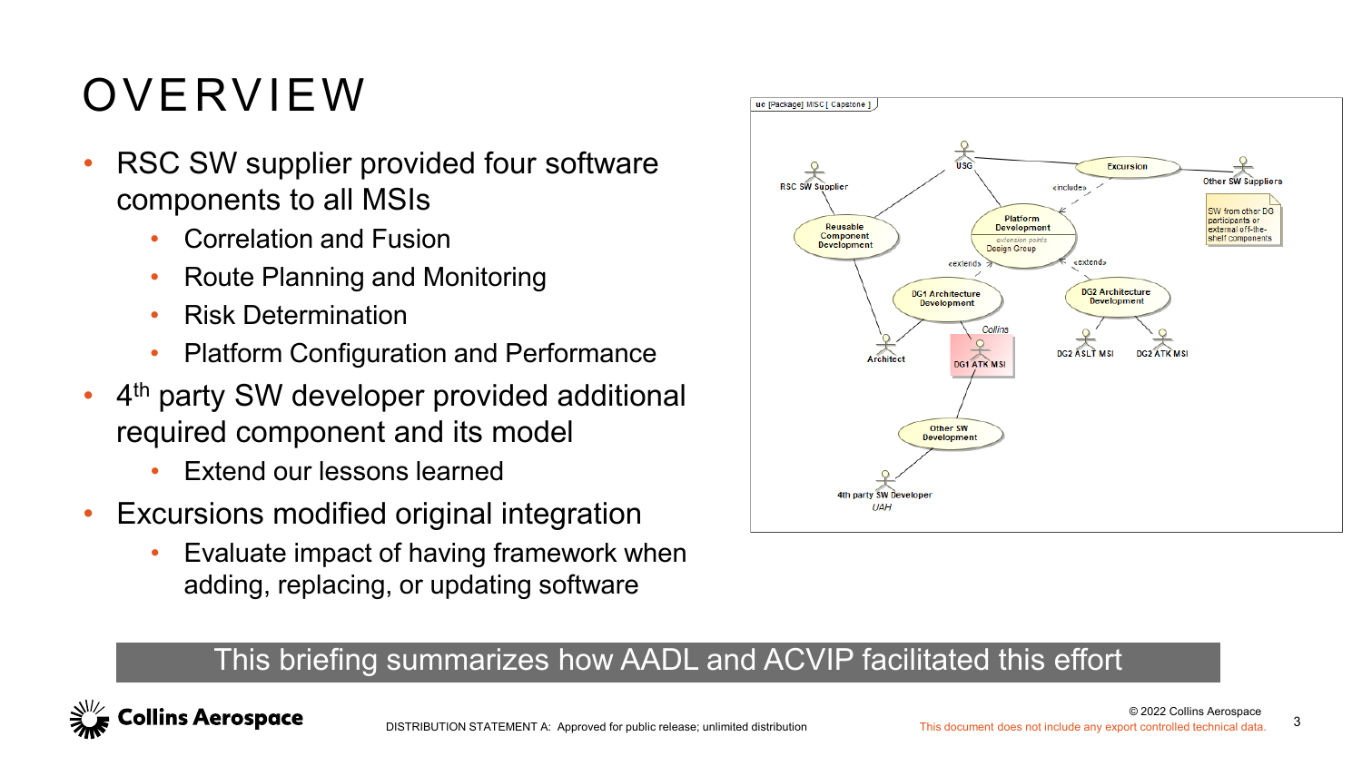# OVERVIEW

- RSC SW supplier provided four software components to all MSIs
  - Correlation and Fusion
  - Route Planning and Monitoring
  - Risk Determination
  - Platform Configuration and Performance
- 4th party SW developer provided additional required component and its model
  - Extend our lessons learned
- Excursions modified original integration
  - Evaluate impact of having framework when adding, replacing, or updating software

This briefing summarizes how AADL and ACVIP facilitated this effort

DISTRIBUTION STATEMENT A: Approved for public release; unlimited distribution

© 2022 Collins Aerospace

This document does not include any export controlled technical data.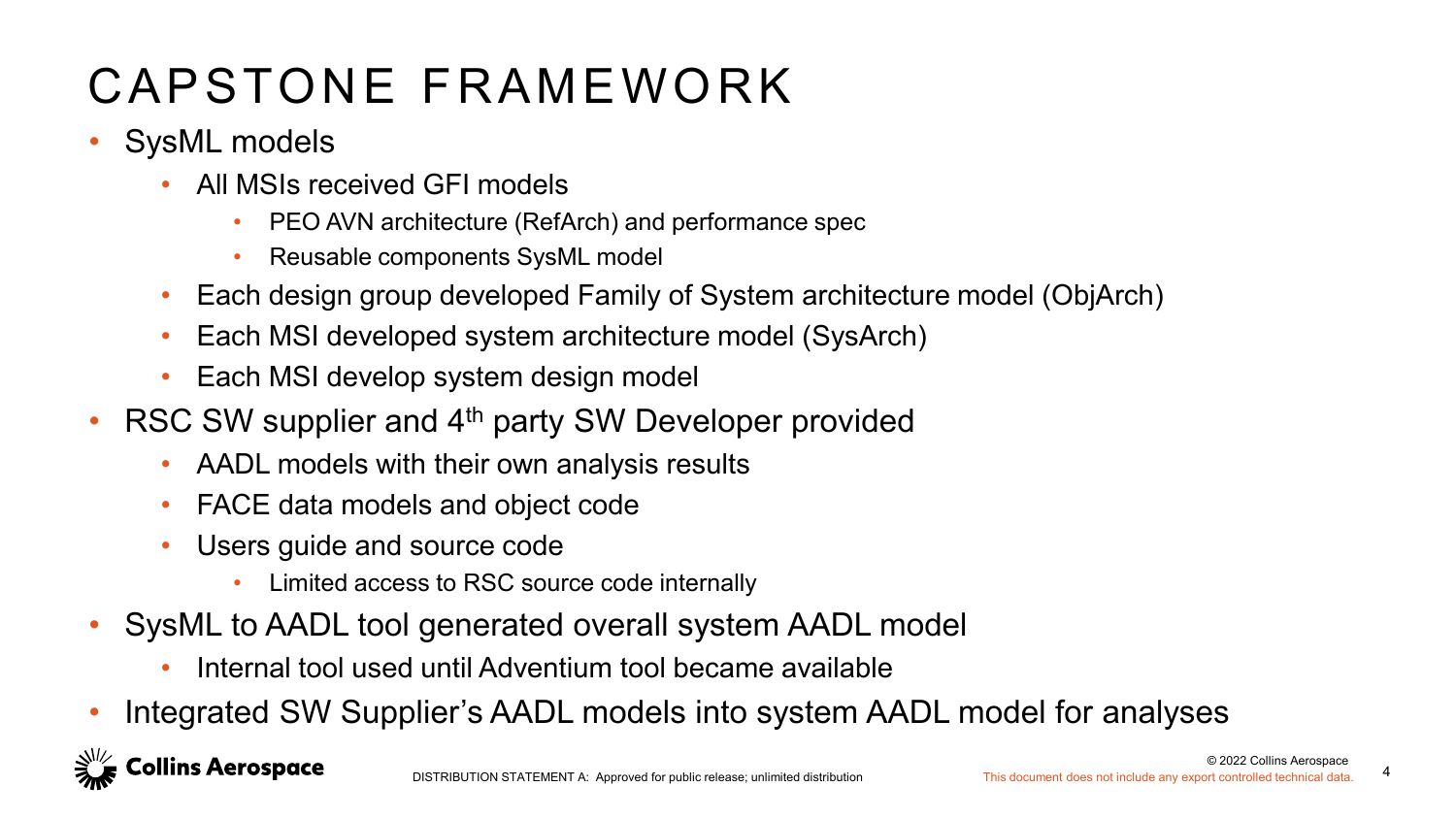# CAPSTONE FRAMEWORK

- SysML models
  - All MSIs received GFI models
    - PEO AVN architecture (RefArch) and performance spec
    - Reusable components SysML model
  - Each design group developed Family of System architecture model (ObjArch)
  - Each MSI developed system architecture model (SysArch)
  - Each MSI develop system design model
- RSC SW supplier and 4th party SW Developer provided
  - AADL models with their own analysis results
  - FACE data models and object code
  - Users guide and source code
    - Limited access to RSC source code internally
- SysML to AADL tool generated overall system AADL model
  - Internal tool used until Adventium tool became available
- Integrated SW Supplier's AADL models into system AADL model for analyses

DISTRIBUTION STATEMENT A: Approved for public release; unlimited distribution

This document does not include any export controlled technical data.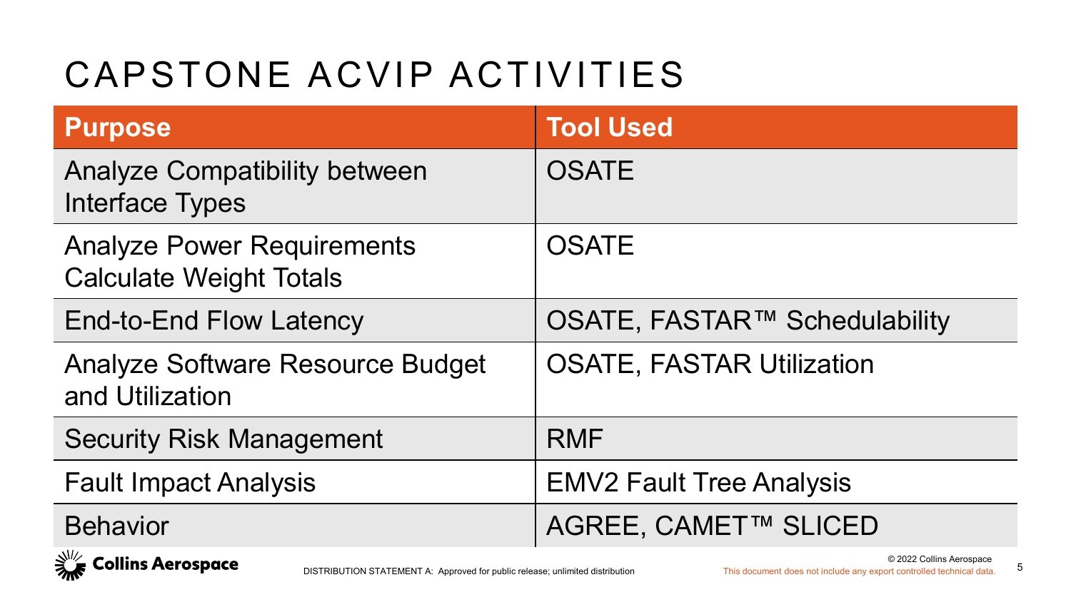# CAPSTONE ACVIP ACTIVITIES

| Purpose | Tool Used |
|---|---|
| Analyze Compatibility between Interface Types | OSATE |
| Analyze Power Requirements<br>Calculate Weight Totals | OSATE |
| End-to-End Flow Latency | OSATE, FASTAR™ Schedulability |
| Analyze Software Resource Budget and Utilization | OSATE, FASTAR Utilization |
| Security Risk Management | RMF |
| Fault Impact Analysis | EMV2 Fault Tree Analysis |
| Behavior | AGREE, CAMET™ SLICED |

DISTRIBUTION STATEMENT A: Approved for public release; unlimited distribution

© 2022 Collins Aerospace

This document does not include any export controlled technical data.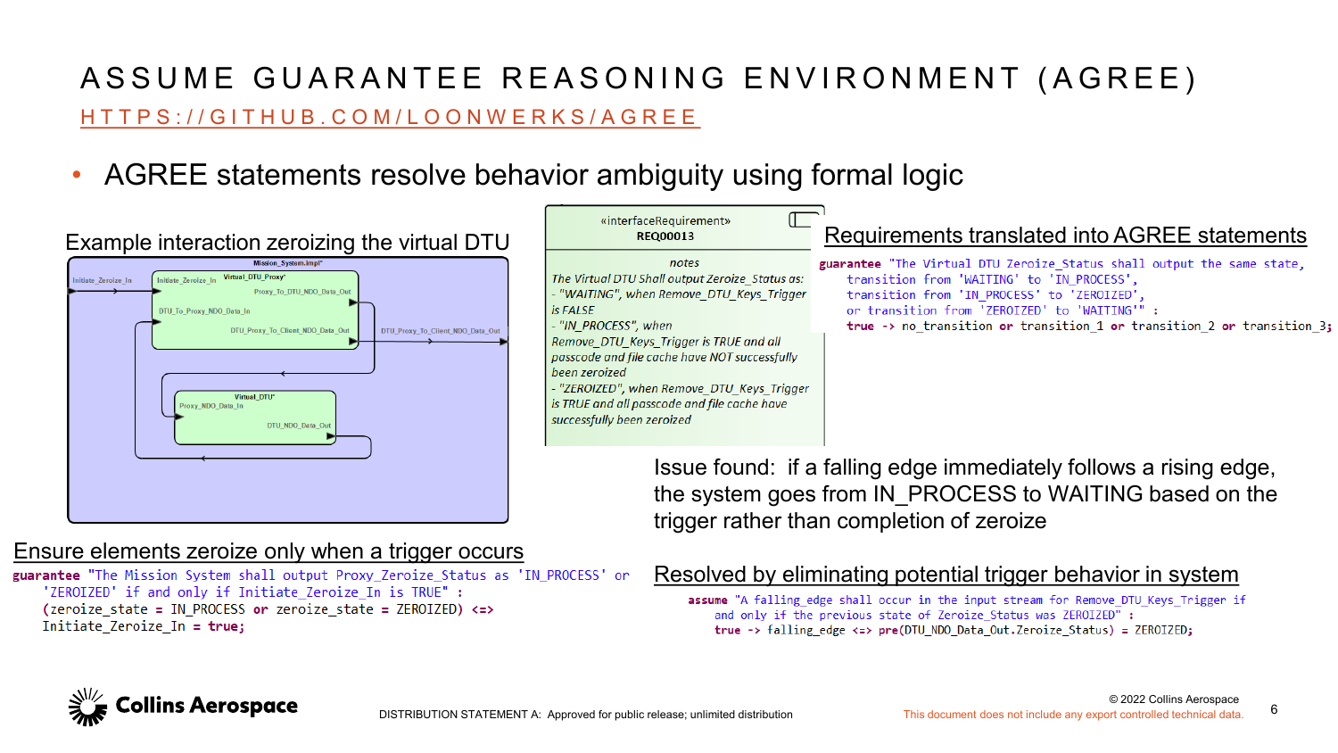# ASSUME GUARANTEE REASONING ENVIRONMENT (AGREE)

[HTTPS://GITHUB.COM/LOONWERKS/AGREE](https://github.com/loonwerks/agree)

- AGREE statements resolve behavior ambiguity using formal logic

## Example interaction zeroizing the virtual DTU

Mission_System.impl
- Initiate_Zeroize_In
- Virtual_DTU_Proxy: Initiate_Zeroize_In, Proxy_To_DTU_NDO_Data_Out, DTU_To_Proxy_NDO_Data_In, DTU_Proxy_To_Client_NDO_Data_Out
- DTU_Proxy_To_Client_NDO_Data_Out
- Virtual_DTU: Proxy_NDO_Data_In, DTU_NDO_Data_Out

«interfaceRequirement»
**REQ00013**

notes

*The Virtual DTU Shall output Zeroize_Status as:*
*- "WAITING", when Remove_DTU_Keys_Trigger is FALSE*
*- "IN_PROCESS", when Remove_DTU_Keys_Trigger is TRUE and all passcode and file cache have NOT successfully been zeroized*
*- "ZEROIZED", when Remove_DTU_Keys_Trigger is TRUE and all passcode and file cache have successfully been zeroized*

## Requirements translated into AGREE statements

```
guarantee "The Virtual DTU Zeroize_Status shall output the same state,
    transition from 'WAITING' to 'IN_PROCESS',
    transition from 'IN_PROCESS' to 'ZEROIZED',
    or transition from 'ZEROIZED' to 'WAITING'" :
    true -> no_transition or transition_1 or transition_2 or transition_3;
```

Issue found: if a falling edge immediately follows a rising edge, the system goes from IN_PROCESS to WAITING based on the trigger rather than completion of zeroize

## Ensure elements zeroize only when a trigger occurs

```
guarantee "The Mission System shall output Proxy_Zeroize_Status as 'IN_PROCESS' or
    'ZEROIZED' if and only if Initiate_Zeroize_In is TRUE" :
    (zeroize_state = IN_PROCESS or zeroize_state = ZEROIZED) <=>
    Initiate_Zeroize_In = true;
```

## Resolved by eliminating potential trigger behavior in system

```
assume "A falling_edge shall occur in the input stream for Remove_DTU_Keys_Trigger if
    and only if the previous state of Zeroize_Status was ZEROIZED" :
    true -> falling_edge <=> pre(DTU_NDO_Data_Out.Zeroize_Status) = ZEROIZED;
```

Collins Aerospace

DISTRIBUTION STATEMENT A: Approved for public release; unlimited distribution

© 2022 Collins Aerospace
This document does not include any export controlled technical data.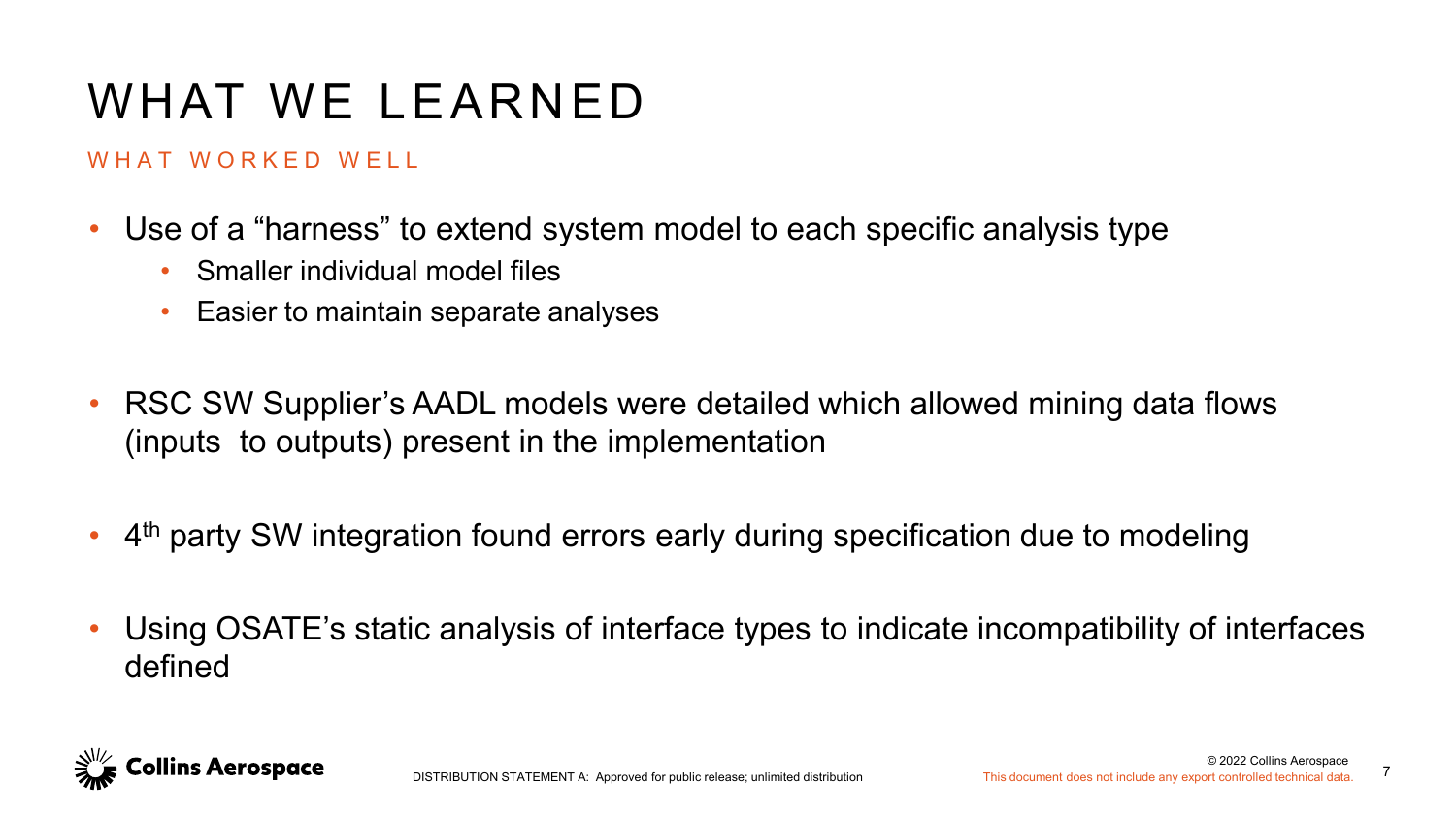# WHAT WE LEARNED

## WHAT WORKED WELL

- Use of a "harness" to extend system model to each specific analysis type
  - Smaller individual model files
  - Easier to maintain separate analyses
- RSC SW Supplier's AADL models were detailed which allowed mining data flows (inputs to outputs) present in the implementation
- 4th party SW integration found errors early during specification due to modeling
- Using OSATE's static analysis of interface types to indicate incompatibility of interfaces defined

DISTRIBUTION STATEMENT A: Approved for public release; unlimited distribution

© 2022 Collins Aerospace

This document does not include any export controlled technical data.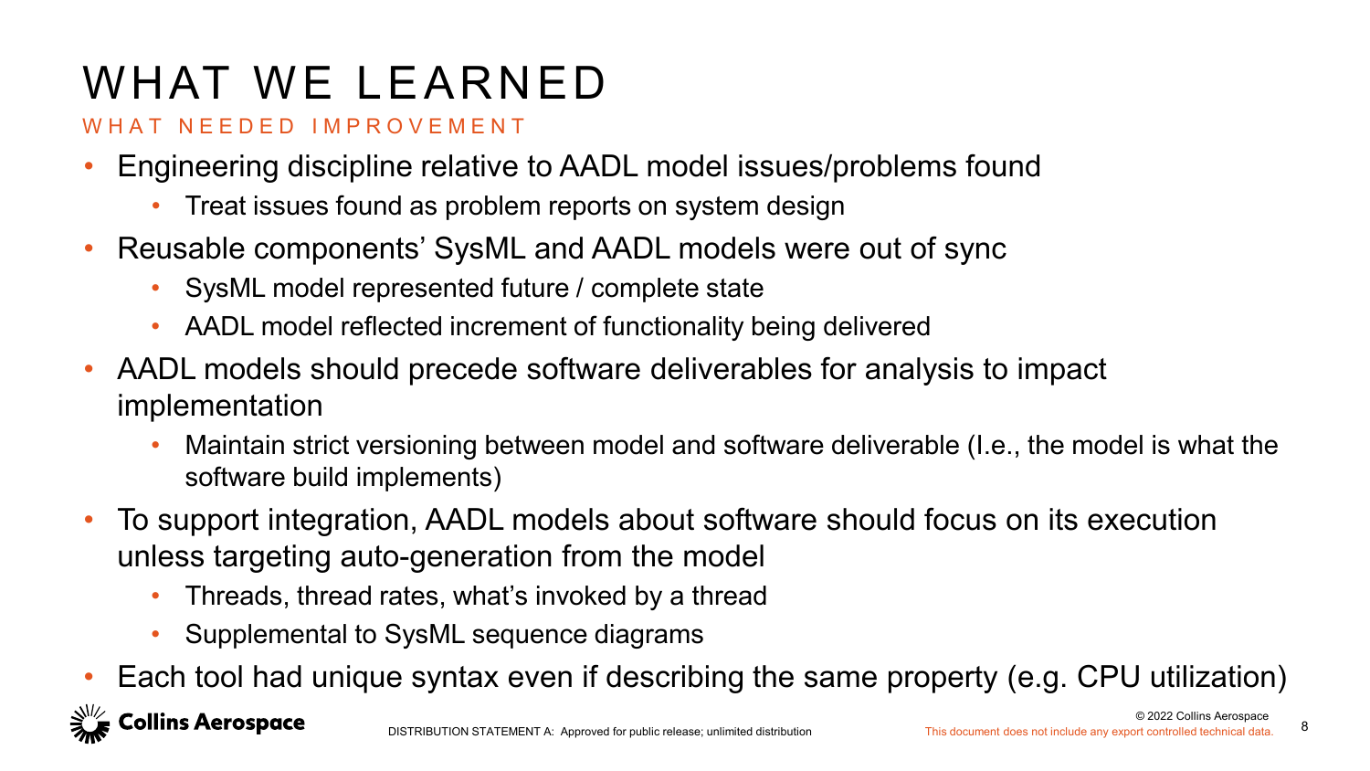# WHAT WE LEARNED

## WHAT NEEDED IMPROVEMENT

- Engineering discipline relative to AADL model issues/problems found
  - Treat issues found as problem reports on system design
- Reusable components' SysML and AADL models were out of sync
  - SysML model represented future / complete state
  - AADL model reflected increment of functionality being delivered
- AADL models should precede software deliverables for analysis to impact implementation
  - Maintain strict versioning between model and software deliverable (I.e., the model is what the software build implements)
- To support integration, AADL models about software should focus on its execution unless targeting auto-generation from the model
  - Threads, thread rates, what's invoked by a thread
  - Supplemental to SysML sequence diagrams
- Each tool had unique syntax even if describing the same property (e.g. CPU utilization)

DISTRIBUTION STATEMENT A: Approved for public release; unlimited distribution

© 2022 Collins Aerospace

This document does not include any export controlled technical data.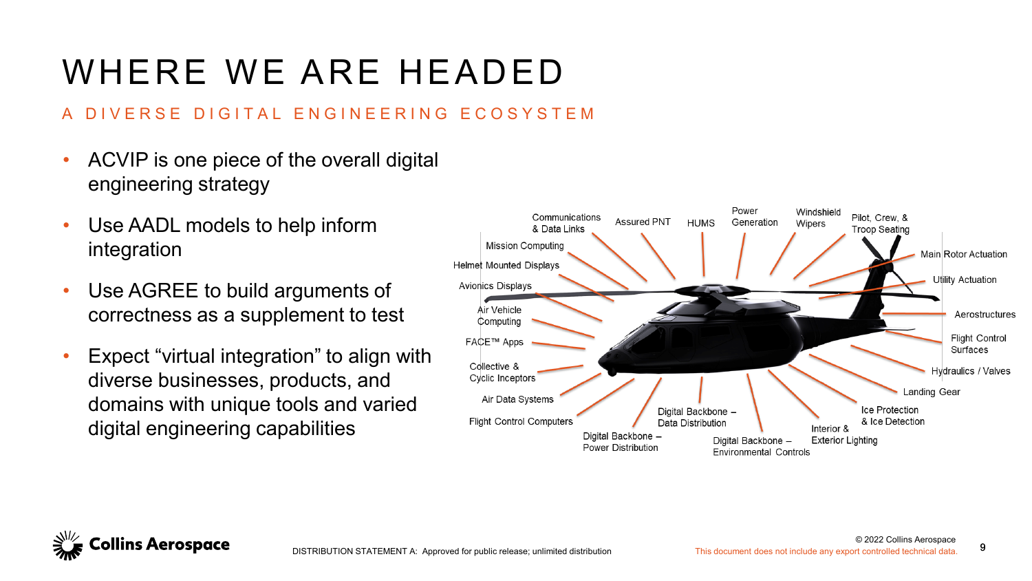# WHERE WE ARE HEADED

## A DIVERSE DIGITAL ENGINEERING ECOSYSTEM

- ACVIP is one piece of the overall digital engineering strategy
- Use AADL models to help inform integration
- Use AGREE to build arguments of correctness as a supplement to test
- Expect "virtual integration" to align with diverse businesses, products, and domains with unique tools and varied digital engineering capabilities

Communications & Data Links
Assured PNT
HUMS
Power Generation
Windshield Wipers
Pilot, Crew, & Troop Seating
Mission Computing
Helmet Mounted Displays
Avionics Displays
Air Vehicle Computing
FACE™ Apps
Collective & Cyclic Inceptors
Air Data Systems
Flight Control Computers
Digital Backbone – Power Distribution
Digital Backbone – Data Distribution
Digital Backbone – Environmental Controls
Interior & Exterior Lighting
Ice Protection & Ice Detection
Landing Gear
Hydraulics / Valves
Flight Control Surfaces
Aerostructures
Utility Actuation
Main Rotor Actuation

DISTRIBUTION STATEMENT A: Approved for public release; unlimited distribution

© 2022 Collins Aerospace
This document does not include any export controlled technical data.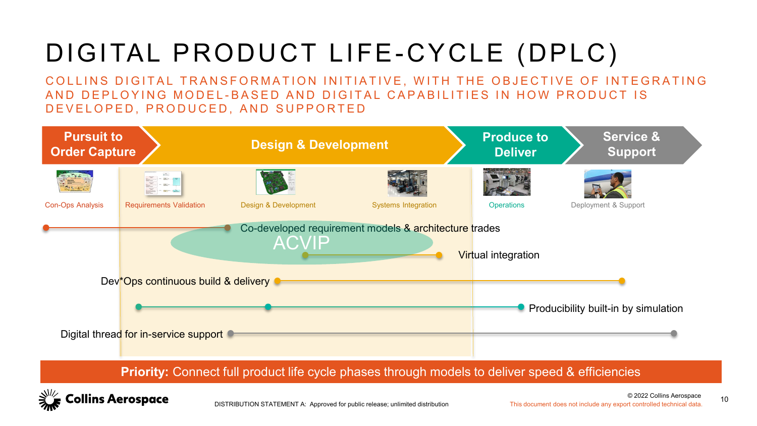# DIGITAL PRODUCT LIFE-CYCLE (DPLC)

## COLLINS DIGITAL TRANSFORMATION INITIATIVE, WITH THE OBJECTIVE OF INTEGRATING AND DEPLOYING MODEL-BASED AND DIGITAL CAPABILITIES IN HOW PRODUCT IS DEVELOPED, PRODUCED, AND SUPPORTED

**Pursuit to Order Capture** → **Design & Development** → **Produce to Deliver** → **Service & Support**

- Con-Ops Analysis
- Requirements Validation
- Design & Development
- Systems Integration
- Operations
- Deployment & Support

ACVIP

- Co-developed requirement models & architecture trades
- Virtual integration
- Dev*Ops continuous build & delivery
- Producibility built-in by simulation
- Digital thread for in-service support

**Priority:** Connect full product life cycle phases through models to deliver speed & efficiencies

DISTRIBUTION STATEMENT A: Approved for public release; unlimited distribution

© 2022 Collins Aerospace

This document does not include any export controlled technical data.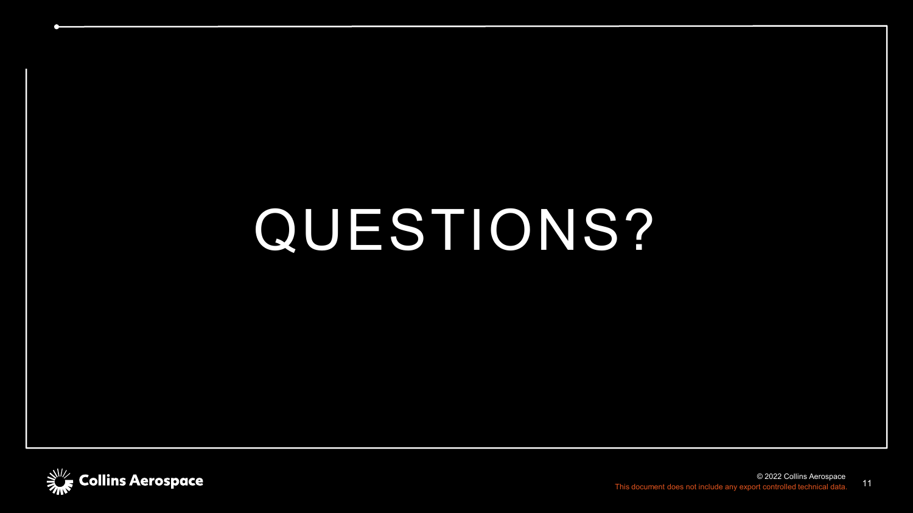# QUESTIONS?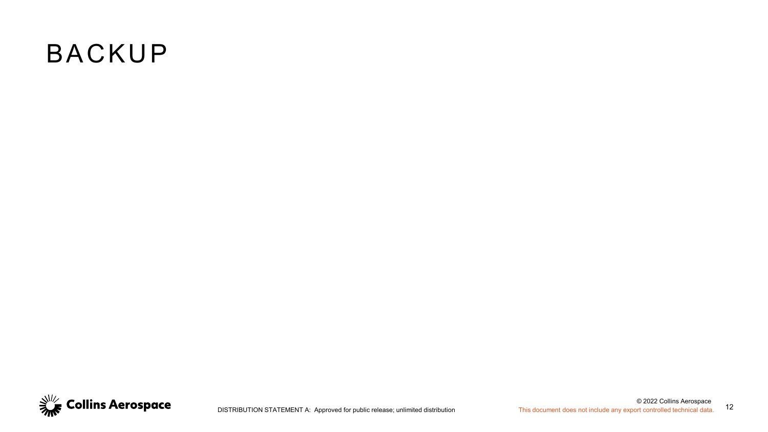# BACKUP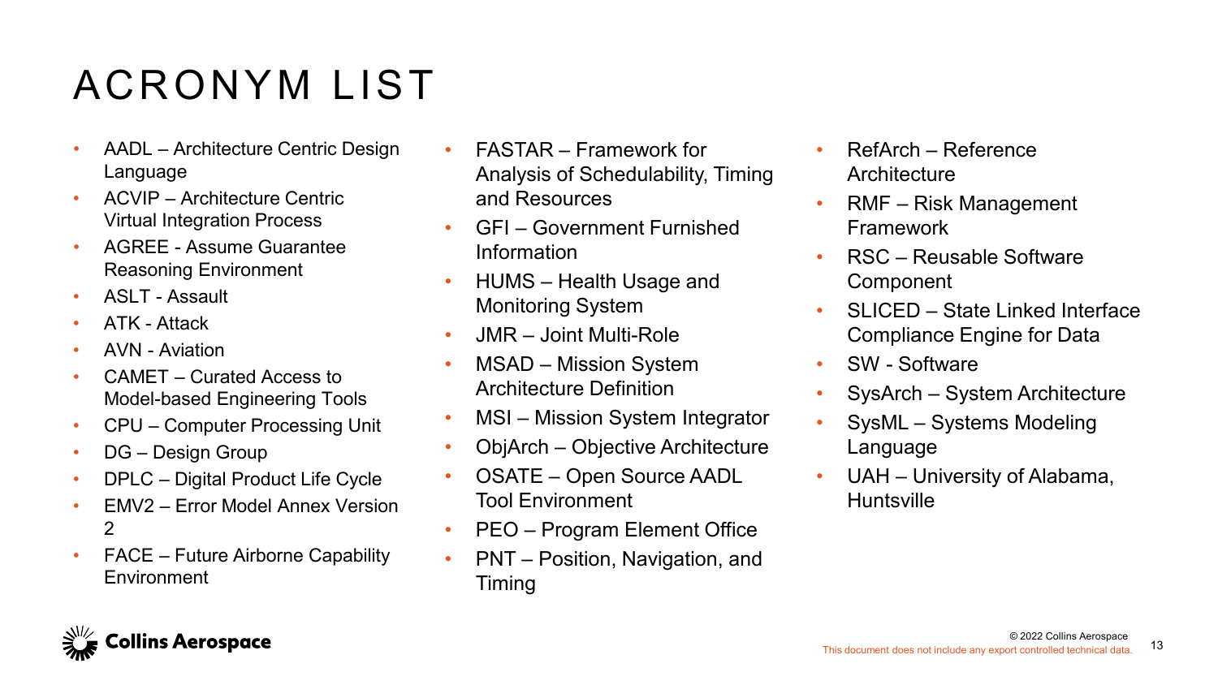# ACRONYM LIST

- AADL – Architecture Centric Design Language
- ACVIP – Architecture Centric Virtual Integration Process
- AGREE - Assume Guarantee Reasoning Environment
- ASLT - Assault
- ATK - Attack
- AVN - Aviation
- CAMET – Curated Access to Model-based Engineering Tools
- CPU – Computer Processing Unit
- DG – Design Group
- DPLC – Digital Product Life Cycle
- EMV2 – Error Model Annex Version 2
- FACE – Future Airborne Capability Environment
- FASTAR – Framework for Analysis of Schedulability, Timing and Resources
- GFI – Government Furnished Information
- HUMS – Health Usage and Monitoring System
- JMR – Joint Multi-Role
- MSAD – Mission System Architecture Definition
- MSI – Mission System Integrator
- ObjArch – Objective Architecture
- OSATE – Open Source AADL Tool Environment
- PEO – Program Element Office
- PNT – Position, Navigation, and Timing
- RefArch – Reference Architecture
- RMF – Risk Management Framework
- RSC – Reusable Software Component
- SLICED – State Linked Interface Compliance Engine for Data
- SW - Software
- SysArch – System Architecture
- SysML – Systems Modeling Language
- UAH – University of Alabama, Huntsville

© 2022 Collins Aerospace

This document does not include any export controlled technical data.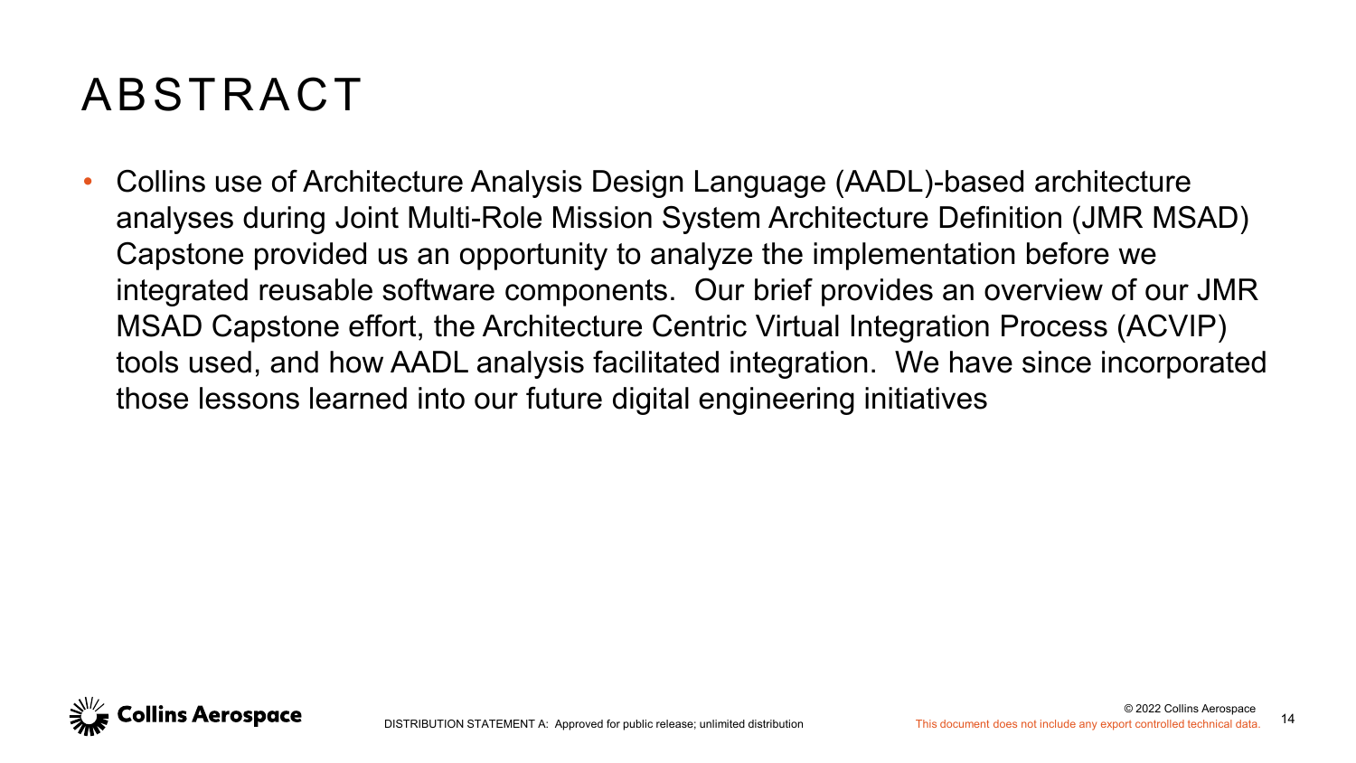# ABSTRACT

- Collins use of Architecture Analysis Design Language (AADL)-based architecture analyses during Joint Multi-Role Mission System Architecture Definition (JMR MSAD) Capstone provided us an opportunity to analyze the implementation before we integrated reusable software components. Our brief provides an overview of our JMR MSAD Capstone effort, the Architecture Centric Virtual Integration Process (ACVIP) tools used, and how AADL analysis facilitated integration. We have since incorporated those lessons learned into our future digital engineering initiatives

DISTRIBUTION STATEMENT A: Approved for public release; unlimited distribution

© 2022 Collins Aerospace

This document does not include any export controlled technical data.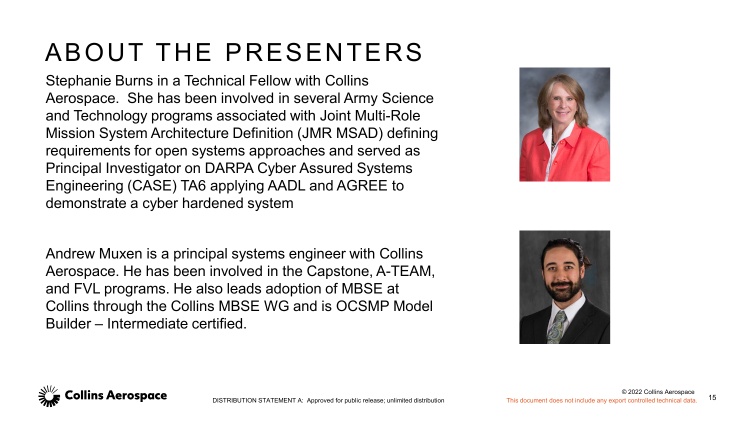# ABOUT THE PRESENTERS

Stephanie Burns in a Technical Fellow with Collins Aerospace. She has been involved in several Army Science and Technology programs associated with Joint Multi-Role Mission System Architecture Definition (JMR MSAD) defining requirements for open systems approaches and served as Principal Investigator on DARPA Cyber Assured Systems Engineering (CASE) TA6 applying AADL and AGREE to demonstrate a cyber hardened system

Andrew Muxen is a principal systems engineer with Collins Aerospace. He has been involved in the Capstone, A-TEAM, and FVL programs. He also leads adoption of MBSE at Collins through the Collins MBSE WG and is OCSMP Model Builder – Intermediate certified.

DISTRIBUTION STATEMENT A: Approved for public release; unlimited distribution

© 2022 Collins Aerospace

This document does not include any export controlled technical data.